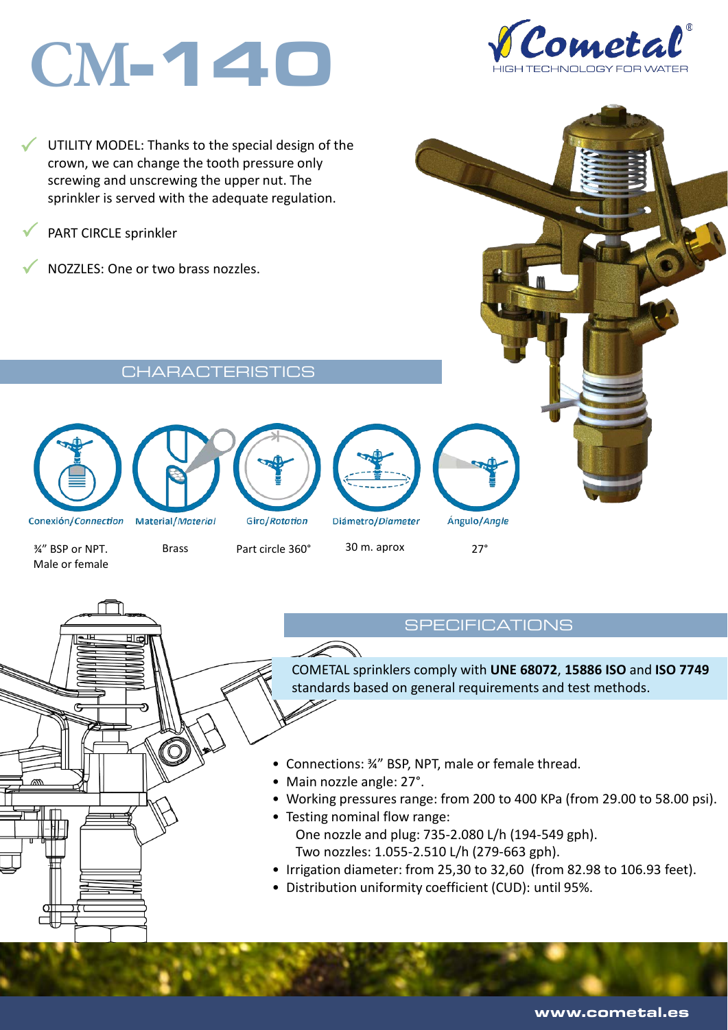# CM-140

Cometal® HIGH TECHNOLOGY FOR WATER

- UTILITY MODEL: Thanks to the special design of the crown, we can change the tooth pressure only screwing and unscrewing the upper nut. The sprinkler is served with the adequate regulation.
- PART CIRCLE sprinkler
- NOZZLES: One or two brass nozzles.

## CHARACTERISTICS

| Conexión/*Connection* | Material/*Material* | Giro/*Rotation* | Diámetro/*Diameter* | Ángulo/*Angle* |
|---|---|---|---|---|
| ¾" BSP or NPT. Male or female | Brass | Part circle 360° | 30 m. aprox | 27° |

## SPECIFICATIONS

COMETAL sprinklers comply with **UNE 68072**, **15886 ISO** and **ISO 7749** standards based on general requirements and test methods.

- Connections: ¾" BSP, NPT, male or female thread.
- Main nozzle angle: 27°.
- Working pressures range: from 200 to 400 KPa (from 29.00 to 58.00 psi).
- Testing nominal flow range:
  - One nozzle and plug: 735-2.080 L/h (194-549 gph).
  - Two nozzles: 1.055-2.510 L/h (279-663 gph).
- Irrigation diameter: from 25,30 to 32,60 (from 82.98 to 106.93 feet).
- Distribution uniformity coefficient (CUD): until 95%.

www.cometal.es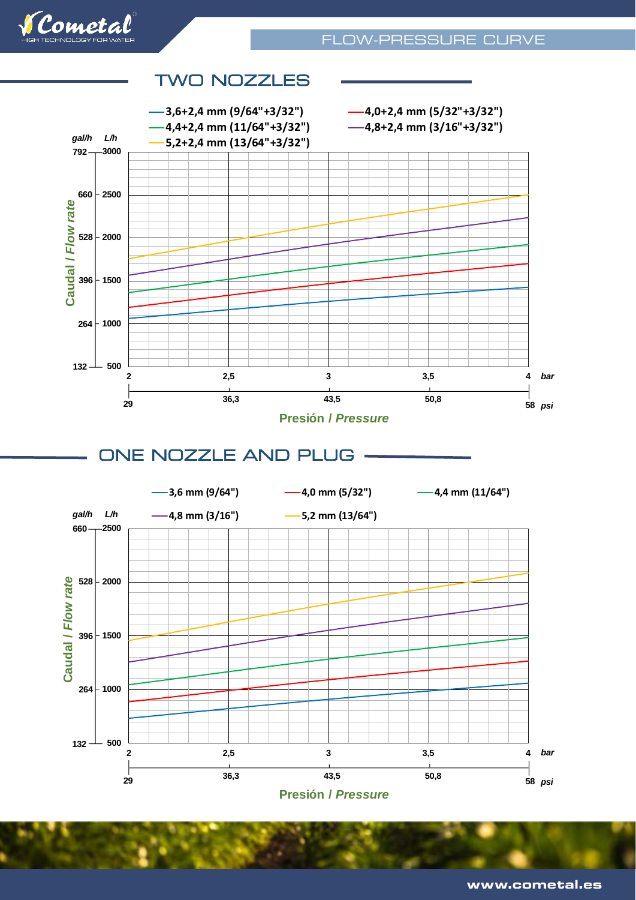## FLOW-PRESSURE CURVE

### TWO NOZZLES

- 3,6+2,4 mm (9/64"+3/32")
- 4,0+2,4 mm (5/32"+3/32")
- 4,4+2,4 mm (11/64"+3/32")
- 4,8+2,4 mm (3/16"+3/32")
- 5,2+2,4 mm (13/64"+3/32")

Caudal / *Flow rate* (gal/h – L/h): 132 – 500, 264 – 1000, 396 – 1500, 528 – 2000, 660 – 2500, 792 – 3000

Presión / *Pressure*: 2 bar (29 psi), 2,5 (36,3), 3 (43,5), 3,5 (50,8), 4 bar (58 psi)

### ONE NOZZLE AND PLUG

- 3,6 mm (9/64")
- 4,0 mm (5/32")
- 4,4 mm (11/64")
- 4,8 mm (3/16")
- 5,2 mm (13/64")

Caudal / *Flow rate* (gal/h – L/h): 132 – 500, 264 – 1000, 396 – 1500, 528 – 2000, 660 – 2500

Presión / *Pressure*: 2 bar (29 psi), 2,5 (36,3), 3 (43,5), 3,5 (50,8), 4 bar (58 psi)

www.cometal.es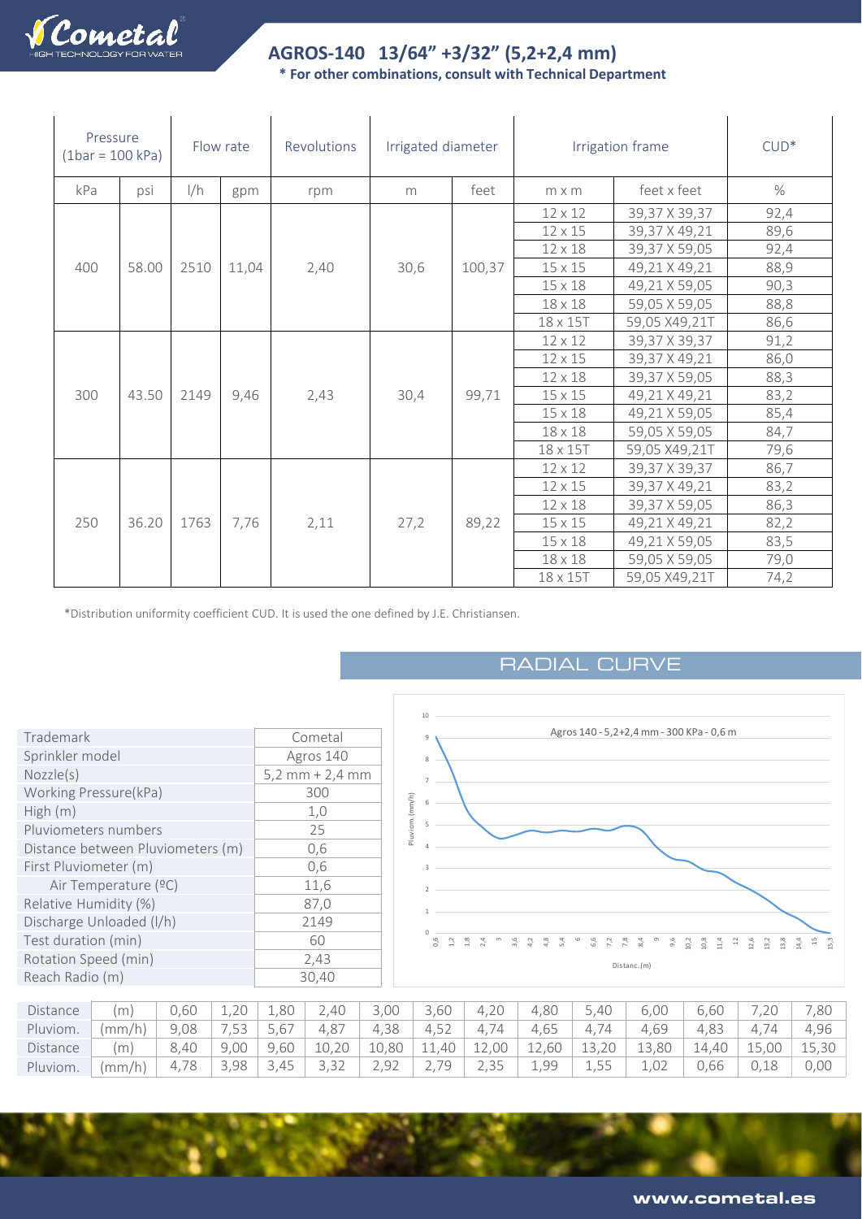# AGROS-140 13/64" +3/32" (5,2+2,4 mm)

**\* For other combinations, consult with Technical Department**

| Pressure (1bar = 100 kPa) | | Flow rate | | Revolutions | Irrigated diameter | | Irrigation frame | | CUD* |
|---|---|---|---|---|---|---|---|---|---|
| kPa | psi | l/h | gpm | rpm | m | feet | m x m | feet x feet | % |
| 400 | 58.00 | 2510 | 11,04 | 2,40 | 30,6 | 100,37 | 12 x 12 | 39,37 X 39,37 | 92,4 |
| | | | | | | | 12 x 15 | 39,37 X 49,21 | 89,6 |
| | | | | | | | 12 x 18 | 39,37 X 59,05 | 92,4 |
| | | | | | | | 15 x 15 | 49,21 X 49,21 | 88,9 |
| | | | | | | | 15 x 18 | 49,21 X 59,05 | 90,3 |
| | | | | | | | 18 x 18 | 59,05 X 59,05 | 88,8 |
| | | | | | | | 18 x 15T | 59,05 X49,21T | 86,6 |
| 300 | 43.50 | 2149 | 9,46 | 2,43 | 30,4 | 99,71 | 12 x 12 | 39,37 X 39,37 | 91,2 |
| | | | | | | | 12 x 15 | 39,37 X 49,21 | 86,0 |
| | | | | | | | 12 x 18 | 39,37 X 59,05 | 88,3 |
| | | | | | | | 15 x 15 | 49,21 X 49,21 | 83,2 |
| | | | | | | | 15 x 18 | 49,21 X 59,05 | 85,4 |
| | | | | | | | 18 x 18 | 59,05 X 59,05 | 84,7 |
| | | | | | | | 18 x 15T | 59,05 X49,21T | 79,6 |
| 250 | 36.20 | 1763 | 7,76 | 2,11 | 27,2 | 89,22 | 12 x 12 | 39,37 X 39,37 | 86,7 |
| | | | | | | | 12 x 15 | 39,37 X 49,21 | 83,2 |
| | | | | | | | 12 x 18 | 39,37 X 59,05 | 86,3 |
| | | | | | | | 15 x 15 | 49,21 X 49,21 | 82,2 |
| | | | | | | | 15 x 18 | 49,21 X 59,05 | 83,5 |
| | | | | | | | 18 x 18 | 59,05 X 59,05 | 79,0 |
| | | | | | | | 18 x 15T | 59,05 X49,21T | 74,2 |

*Distribution uniformity coefficient CUD. It is used the one defined by J.E. Christiansen.

## RADIAL CURVE

| | |
|---|---|
| Trademark | Cometal |
| Sprinkler model | Agros 140 |
| Nozzle(s) | 5,2 mm + 2,4 mm |
| Working Pressure(kPa) | 300 |
| High (m) | 1,0 |
| Pluviometers numbers | 25 |
| Distance between Pluviometers (m) | 0,6 |
| First Pluviometer (m) | 0,6 |
| Air Temperature (ºC) | 11,6 |
| Relative Humidity (%) | 87,0 |
| Discharge Unloaded (l/h) | 2149 |
| Test duration (min) | 60 |
| Rotation Speed (min) | 2,43 |
| Reach Radio (m) | 30,40 |

Agros 140 - 5,2+2,4 mm - 300 KPa - 0,6 m

Pluviom. (mm/h)

Distanc. (m)

| | | | | | | | | | | | | | | |
|---|---|---|---|---|---|---|---|---|---|---|---|---|---|---|
| Distance | (m) | 0,60 | 1,20 | 1,80 | 2,40 | 3,00 | 3,60 | 4,20 | 4,80 | 5,40 | 6,00 | 6,60 | 7,20 | 7,80 |
| Pluviom. | (mm/h) | 9,08 | 7,53 | 5,67 | 4,87 | 4,38 | 4,52 | 4,74 | 4,65 | 4,74 | 4,69 | 4,83 | 4,74 | 4,96 |
| Distance | (m) | 8,40 | 9,00 | 9,60 | 10,20 | 10,80 | 11,40 | 12,00 | 12,60 | 13,20 | 13,80 | 14,40 | 15,00 | 15,30 |
| Pluviom. | (mm/h) | 4,78 | 3,98 | 3,45 | 3,32 | 2,92 | 2,79 | 2,35 | 1,99 | 1,55 | 1,02 | 0,66 | 0,18 | 0,00 |

www.cometal.es